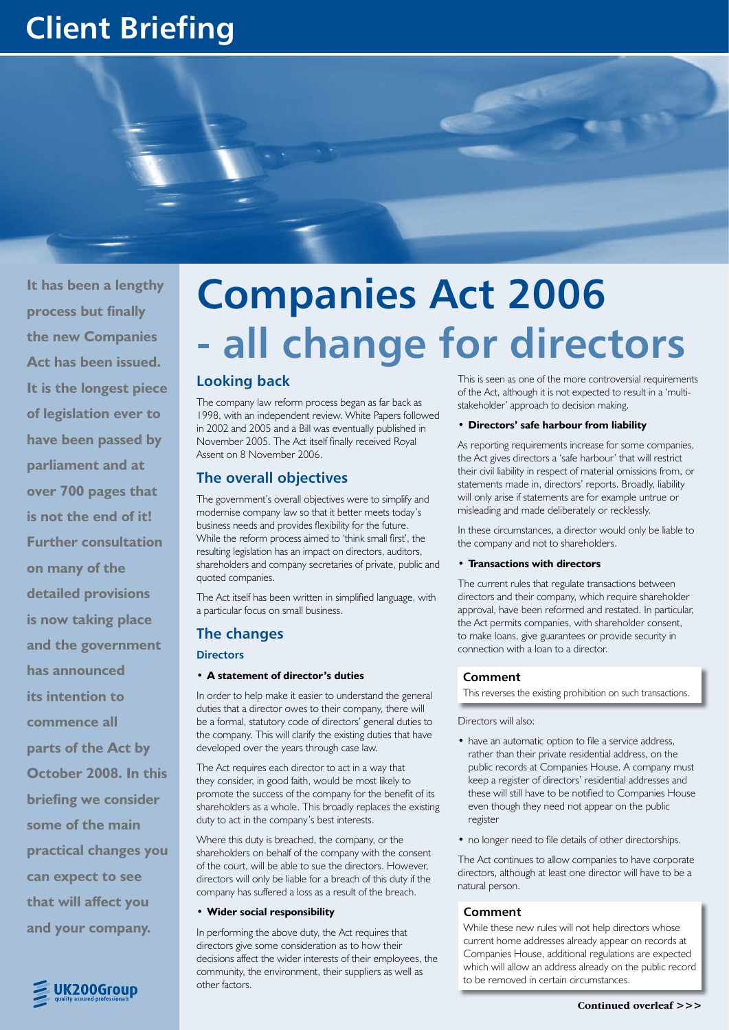# Client Briefing

**It has been a lengthy process but finally the new Companies Act has been issued. It is the longest piece of legislation ever to have been passed by parliament and at over 700 pages that is not the end of it! Further consultation on many of the detailed provisions is now taking place and the government has announced its intention to commence all parts of the Act by October 2008. In this briefing we consider some of the main practical changes you can expect to see that will affect you and your company.**

# Companies Act 2006 - all change for directors

## Looking back

The company law reform process began as far back as 1998, with an independent review. White Papers followed in 2002 and 2005 and a Bill was eventually published in November 2005. The Act itself finally received Royal Assent on 8 November 2006.

## The overall objectives

The government's overall objectives were to simplify and modernise company law so that it better meets today's business needs and provides flexibility for the future. While the reform process aimed to 'think small first', the resulting legislation has an impact on directors, auditors, shareholders and company secretaries of private, public and quoted companies.

The Act itself has been written in simplified language, with a particular focus on small business.

## The changes

### Directors

- **A statement of director's duties**

In order to help make it easier to understand the general duties that a director owes to their company, there will be a formal, statutory code of directors' general duties to the company. This will clarify the existing duties that have developed over the years through case law.

The Act requires each director to act in a way that they consider, in good faith, would be most likely to promote the success of the company for the benefit of its shareholders as a whole. This broadly replaces the existing duty to act in the company's best interests.

Where this duty is breached, the company, or the shareholders on behalf of the company with the consent of the court, will be able to sue the directors. However, directors will only be liable for a breach of this duty if the company has suffered a loss as a result of the breach.

- **Wider social responsibility**

In performing the above duty, the Act requires that directors give some consideration as to how their decisions affect the wider interests of their employees, the community, the environment, their suppliers as well as other factors.

This is seen as one of the more controversial requirements of the Act, although it is not expected to result in a 'multi-stakeholder' approach to decision making.

- **Directors' safe harbour from liability**

As reporting requirements increase for some companies, the Act gives directors a 'safe harbour' that will restrict their civil liability in respect of material omissions from, or statements made in, directors' reports. Broadly, liability will only arise if statements are for example untrue or misleading and made deliberately or recklessly.

In these circumstances, a director would only be liable to the company and not to shareholders.

- **Transactions with directors**

The current rules that regulate transactions between directors and their company, which require shareholder approval, have been reformed and restated. In particular, the Act permits companies, with shareholder consent, to make loans, give guarantees or provide security in connection with a loan to a director.

**Comment**

This reverses the existing prohibition on such transactions.

Directors will also:

- have an automatic option to file a service address, rather than their private residential address, on the public records at Companies House. A company must keep a register of directors' residential addresses and these will still have to be notified to Companies House even though they need not appear on the public register
- no longer need to file details of other directorships.

The Act continues to allow companies to have corporate directors, although at least one director will have to be a natural person.

**Comment**

While these new rules will not help directors whose current home addresses already appear on records at Companies House, additional regulations are expected which will allow an address already on the public record to be removed in certain circumstances.

**Continued overleaf >>>**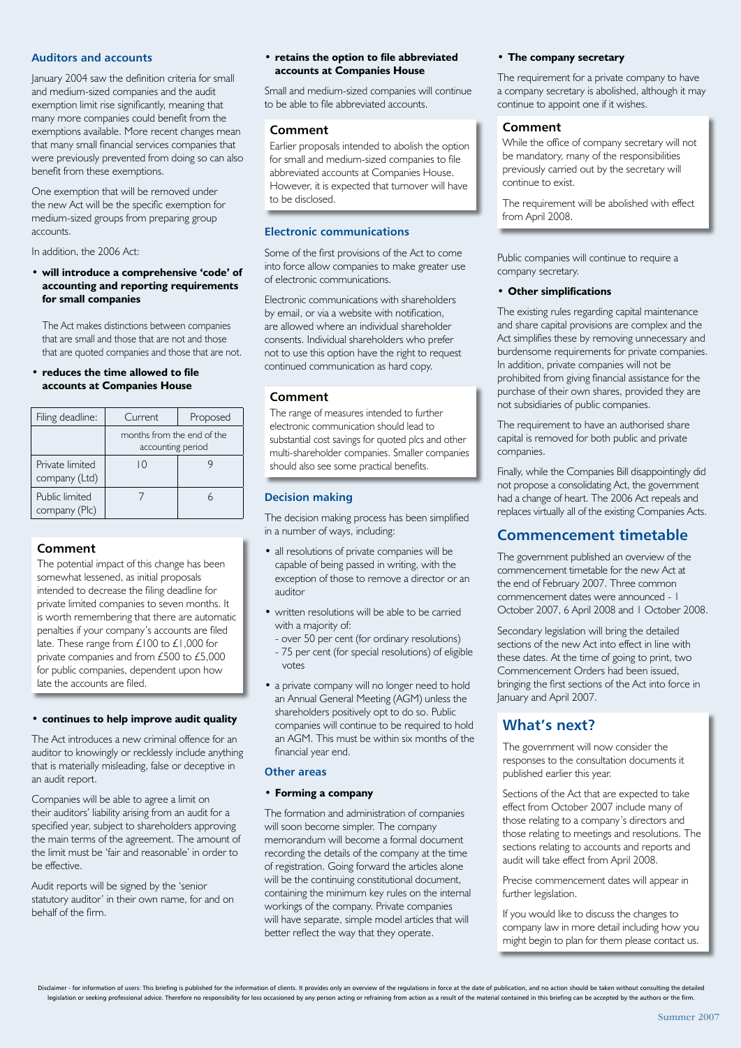## Auditors and accounts

January 2004 saw the definition criteria for small and medium-sized companies and the audit exemption limit rise significantly, meaning that many more companies could benefit from the exemptions available. More recent changes mean that many small financial services companies that were previously prevented from doing so can also benefit from these exemptions.

One exemption that will be removed under the new Act will be the specific exemption for medium-sized groups from preparing group accounts.

In addition, the 2006 Act:

- **will introduce a comprehensive 'code' of accounting and reporting requirements for small companies**

The Act makes distinctions between companies that are small and those that are not and those that are quoted companies and those that are not.

- **reduces the time allowed to file accounts at Companies House**

| Filing deadline: | Current | Proposed |
|---|---|---|
| | months from the end of the accounting period | |
| Private limited company (Ltd) | 10 | 9 |
| Public limited company (Plc) | 7 | 6 |

### Comment

The potential impact of this change has been somewhat lessened, as initial proposals intended to decrease the filing deadline for private limited companies to seven months. It is worth remembering that there are automatic penalties if your company's accounts are filed late. These range from £100 to £1,000 for private companies and from £500 to £5,000 for public companies, dependent upon how late the accounts are filed.

- **continues to help improve audit quality**

The Act introduces a new criminal offence for an auditor to knowingly or recklessly include anything that is materially misleading, false or deceptive in an audit report.

Companies will be able to agree a limit on their auditors' liability arising from an audit for a specified year, subject to shareholders approving the main terms of the agreement. The amount of the limit must be 'fair and reasonable' in order to be effective.

Audit reports will be signed by the 'senior statutory auditor' in their own name, for and on behalf of the firm.

- **retains the option to file abbreviated accounts at Companies House**

Small and medium-sized companies will continue to be able to file abbreviated accounts.

### Comment

Earlier proposals intended to abolish the option for small and medium-sized companies to file abbreviated accounts at Companies House. However, it is expected that turnover will have to be disclosed.

## Electronic communications

Some of the first provisions of the Act to come into force allow companies to make greater use of electronic communications.

Electronic communications with shareholders by email, or via a website with notification, are allowed where an individual shareholder consents. Individual shareholders who prefer not to use this option have the right to request continued communication as hard copy.

### Comment

The range of measures intended to further electronic communication should lead to substantial cost savings for quoted plcs and other multi-shareholder companies. Smaller companies should also see some practical benefits.

## Decision making

The decision making process has been simplified in a number of ways, including:

- all resolutions of private companies will be capable of being passed in writing, with the exception of those to remove a director or an auditor
- written resolutions will be able to be carried with a majority of:
  - over 50 per cent (for ordinary resolutions)
  - 75 per cent (for special resolutions) of eligible votes
- a private company will no longer need to hold an Annual General Meeting (AGM) unless the shareholders positively opt to do so. Public companies will continue to be required to hold an AGM. This must be within six months of the financial year end.

## Other areas

- **Forming a company**

The formation and administration of companies will soon become simpler. The company memorandum will become a formal document recording the details of the company at the time of registration. Going forward the articles alone will be the continuing constitutional document, containing the minimum key rules on the internal workings of the company. Private companies will have separate, simple model articles that will better reflect the way that they operate.

- **The company secretary**

The requirement for a private company to have a company secretary is abolished, although it may continue to appoint one if it wishes.

### Comment

While the office of company secretary will not be mandatory, many of the responsibilities previously carried out by the secretary will continue to exist.

The requirement will be abolished with effect from April 2008.

Public companies will continue to require a company secretary.

- **Other simplifications**

The existing rules regarding capital maintenance and share capital provisions are complex and the Act simplifies these by removing unnecessary and burdensome requirements for private companies. In addition, private companies will not be prohibited from giving financial assistance for the purchase of their own shares, provided they are not subsidiaries of public companies.

The requirement to have an authorised share capital is removed for both public and private companies.

Finally, while the Companies Bill disappointingly did not propose a consolidating Act, the government had a change of heart. The 2006 Act repeals and replaces virtually all of the existing Companies Acts.

## Commencement timetable

The government published an overview of the commencement timetable for the new Act at the end of February 2007. Three common commencement dates were announced - 1 October 2007, 6 April 2008 and 1 October 2008.

Secondary legislation will bring the detailed sections of the new Act into effect in line with these dates. At the time of going to print, two Commencement Orders had been issued, bringing the first sections of the Act into force in January and April 2007.

## What's next?

The government will now consider the responses to the consultation documents it published earlier this year.

Sections of the Act that are expected to take effect from October 2007 include many of those relating to a company's directors and those relating to meetings and resolutions. The sections relating to accounts and reports and audit will take effect from April 2008.

Precise commencement dates will appear in further legislation.

If you would like to discuss the changes to company law in more detail including how you might begin to plan for them please contact us.

Disclaimer - for information of users: This briefing is published for the information of clients. It provides only an overview of the regulations in force at the date of publication, and no action should be taken without consulting the detailed legislation or seeking professional advice. Therefore no responsibility for loss occasioned by any person acting or refraining from action as a result of the material contained in this briefing can be accepted by the authors or the firm.

Summer 2007